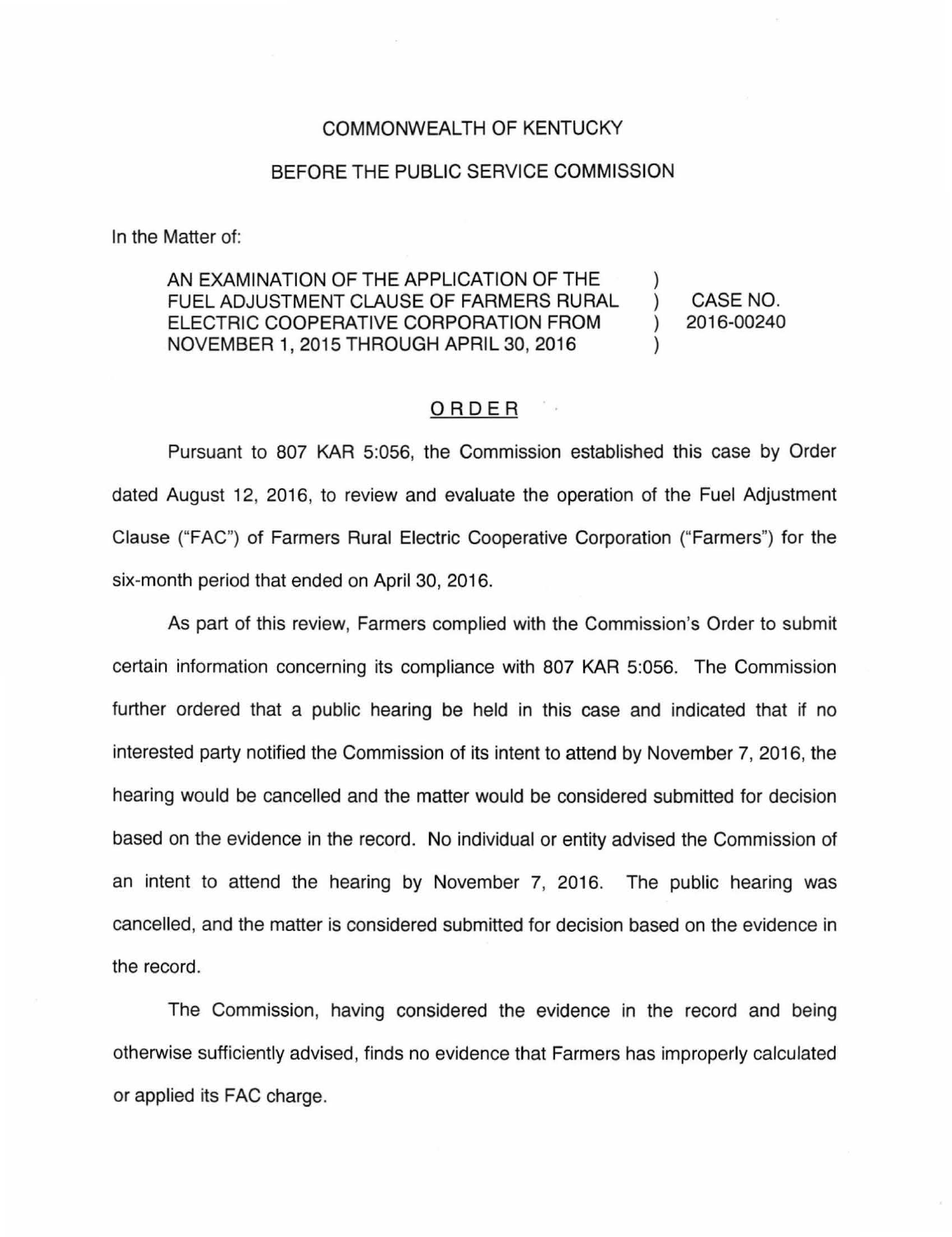COMMONWEALTH OF KENTUCKY

BEFORE THE PUBLIC SERVICE COMMISSION

In the Matter of:

| | | |
|---|---|---|
| AN EXAMINATION OF THE APPLICATION OF THE FUEL ADJUSTMENT CLAUSE OF FARMERS RURAL ELECTRIC COOPERATIVE CORPORATION FROM NOVEMBER 1, 2015 THROUGH APRIL 30, 2016 | ) ) ) ) | CASE NO. 2016-00240 |

## ORDER

Pursuant to 807 KAR 5:056, the Commission established this case by Order dated August 12, 2016, to review and evaluate the operation of the Fuel Adjustment Clause ("FAC") of Farmers Rural Electric Cooperative Corporation ("Farmers") for the six-month period that ended on April 30, 2016.

As part of this review, Farmers complied with the Commission's Order to submit certain information concerning its compliance with 807 KAR 5:056. The Commission further ordered that a public hearing be held in this case and indicated that if no interested party notified the Commission of its intent to attend by November 7, 2016, the hearing would be cancelled and the matter would be considered submitted for decision based on the evidence in the record. No individual or entity advised the Commission of an intent to attend the hearing by November 7, 2016. The public hearing was cancelled, and the matter is considered submitted for decision based on the evidence in the record.

The Commission, having considered the evidence in the record and being otherwise sufficiently advised, finds no evidence that Farmers has improperly calculated or applied its FAC charge.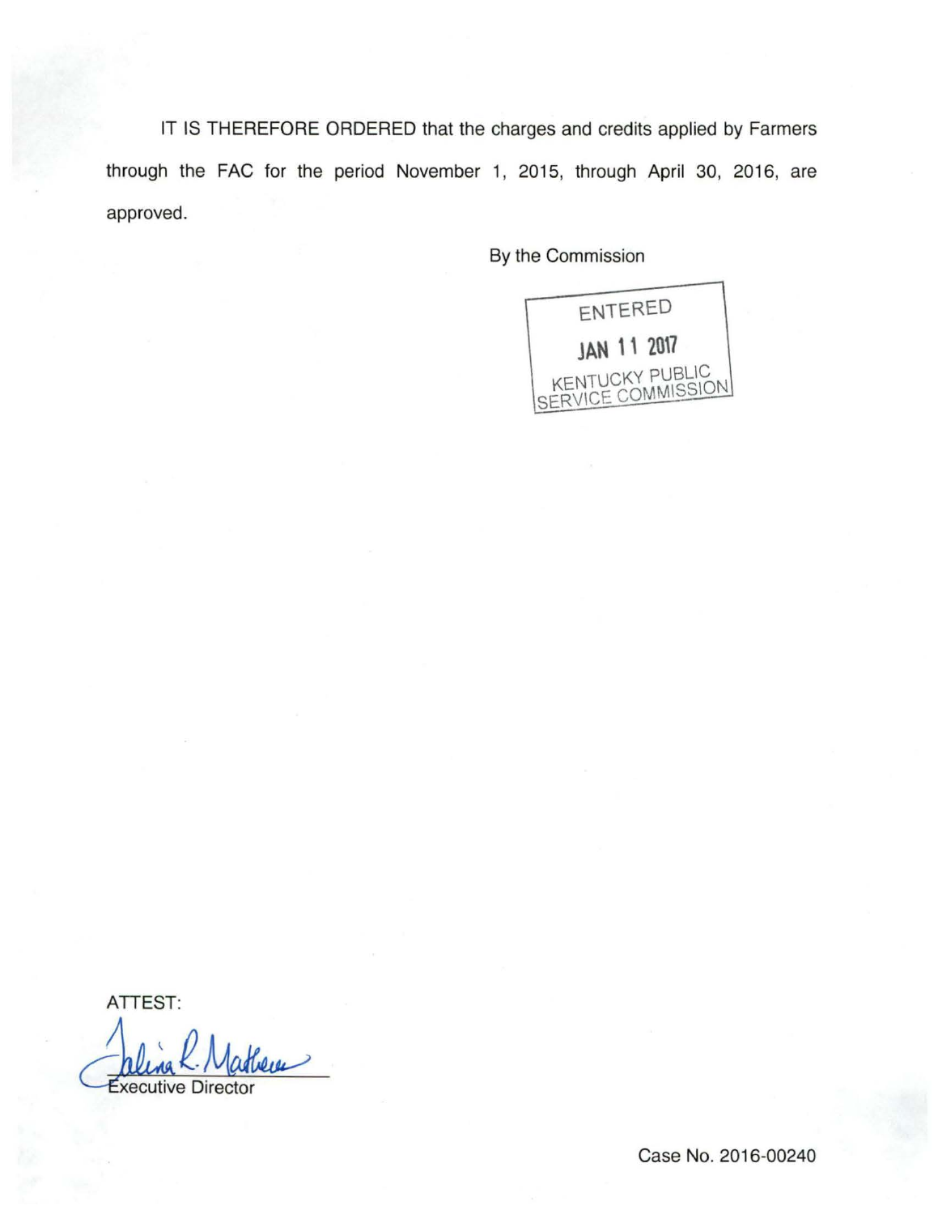IT IS THEREFORE ORDERED that the charges and credits applied by Farmers through the FAC for the period November 1, 2015, through April 30, 2016, are approved.

By the Commission

ENTERED
JAN 11 2017
KENTUCKY PUBLIC
SERVICE COMMISSION

ATTEST:

Executive Director

Case No. 2016-00240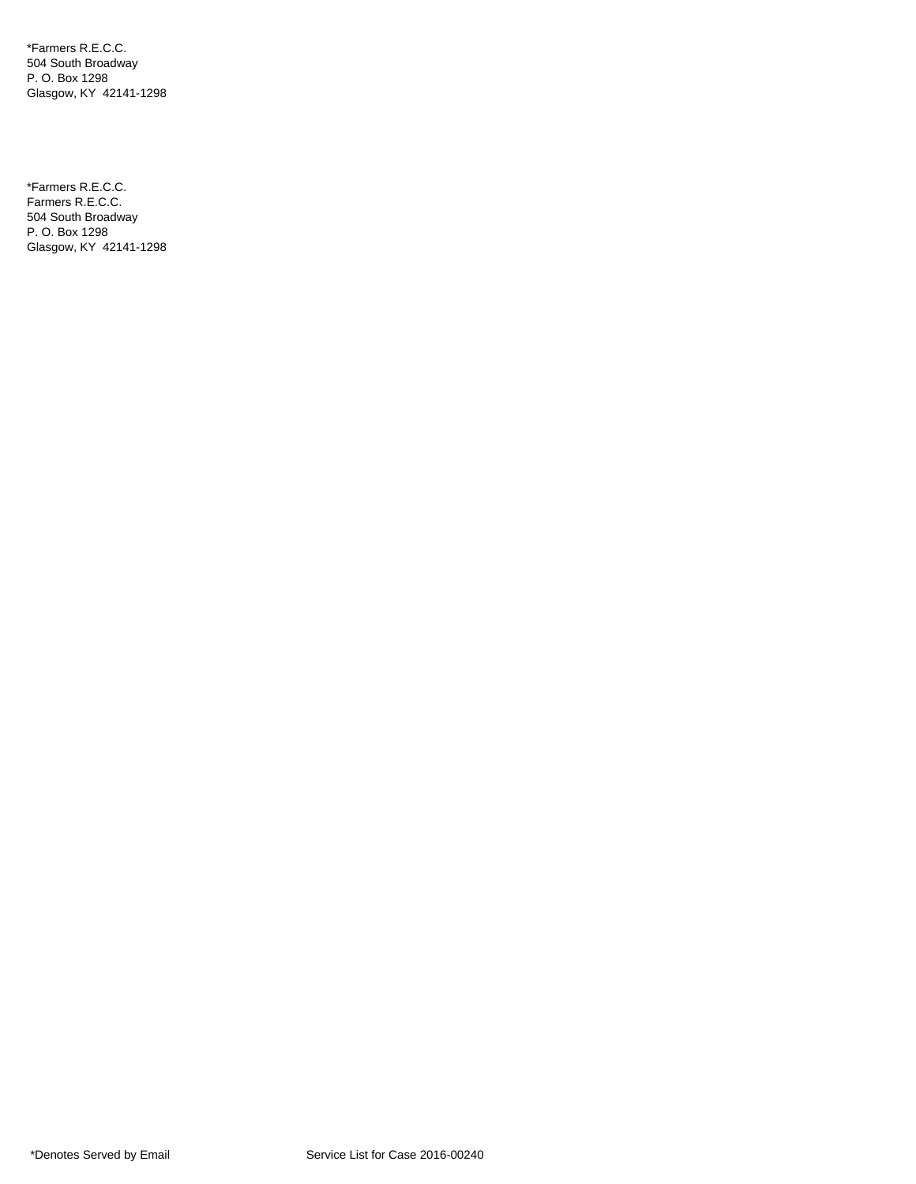*Farmers R.E.C.C.
504 South Broadway
P. O. Box 1298
Glasgow, KY 42141-1298

*Farmers R.E.C.C.
Farmers R.E.C.C.
504 South Broadway
P. O. Box 1298
Glasgow, KY 42141-1298